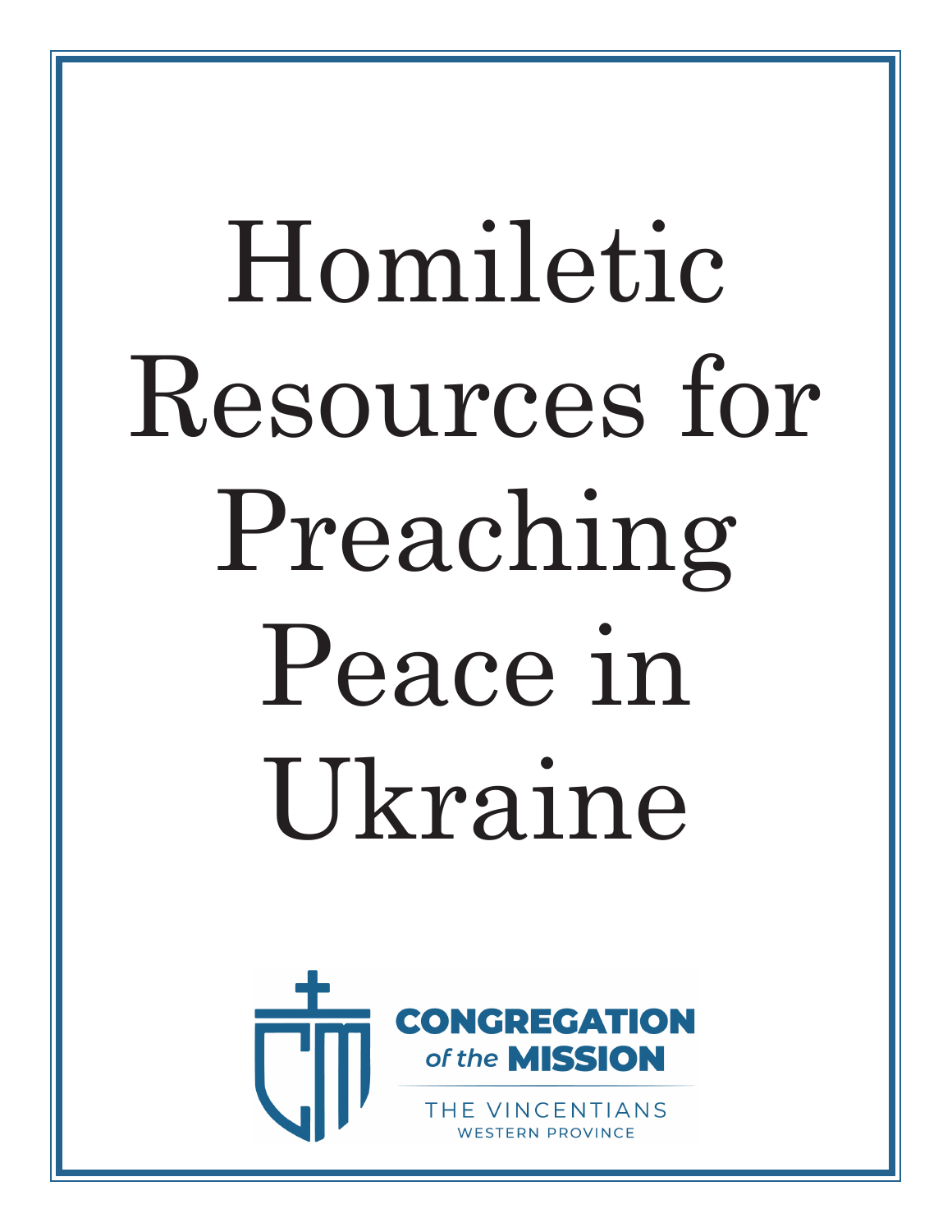# Homiletic Resources for Preaching Peace in Ukraine

CONGREGATION *of the* MISSION

THE VINCENTIANS

WESTERN PROVINCE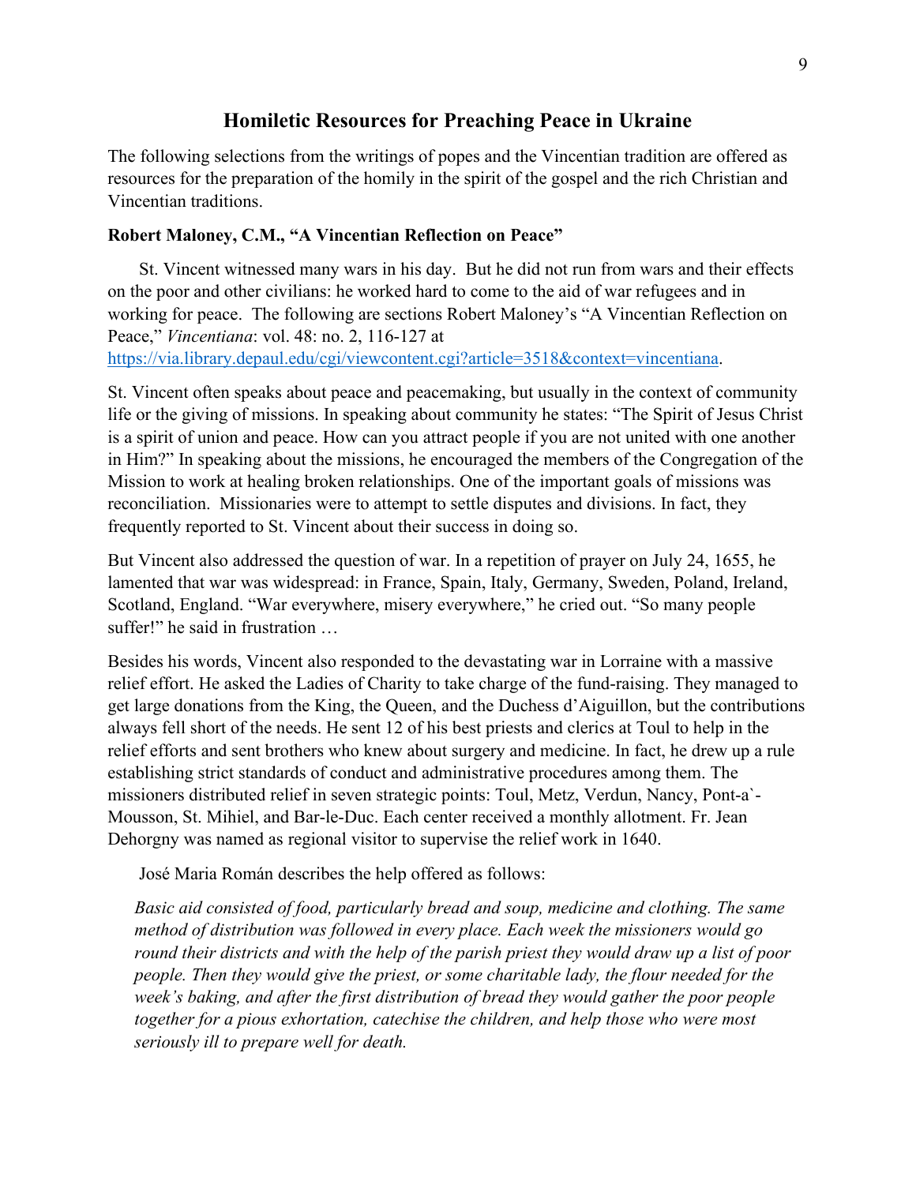## Homiletic Resources for Preaching Peace in Ukraine

The following selections from the writings of popes and the Vincentian tradition are offered as resources for the preparation of the homily in the spirit of the gospel and the rich Christian and Vincentian traditions.

### Robert Maloney, C.M., "A Vincentian Reflection on Peace"

St. Vincent witnessed many wars in his day. But he did not run from wars and their effects on the poor and other civilians: he worked hard to come to the aid of war refugees and in working for peace. The following are sections Robert Maloney's "A Vincentian Reflection on Peace," *Vincentiana*: vol. 48: no. 2, 116-127 at https://via.library.depaul.edu/cgi/viewcontent.cgi?article=3518&context=vincentiana.

St. Vincent often speaks about peace and peacemaking, but usually in the context of community life or the giving of missions. In speaking about community he states: "The Spirit of Jesus Christ is a spirit of union and peace. How can you attract people if you are not united with one another in Him?" In speaking about the missions, he encouraged the members of the Congregation of the Mission to work at healing broken relationships. One of the important goals of missions was reconciliation. Missionaries were to attempt to settle disputes and divisions. In fact, they frequently reported to St. Vincent about their success in doing so.

But Vincent also addressed the question of war. In a repetition of prayer on July 24, 1655, he lamented that war was widespread: in France, Spain, Italy, Germany, Sweden, Poland, Ireland, Scotland, England. "War everywhere, misery everywhere," he cried out. "So many people suffer!" he said in frustration …

Besides his words, Vincent also responded to the devastating war in Lorraine with a massive relief effort. He asked the Ladies of Charity to take charge of the fund-raising. They managed to get large donations from the King, the Queen, and the Duchess d'Aiguillon, but the contributions always fell short of the needs. He sent 12 of his best priests and clerics at Toul to help in the relief efforts and sent brothers who knew about surgery and medicine. In fact, he drew up a rule establishing strict standards of conduct and administrative procedures among them. The missioners distributed relief in seven strategic points: Toul, Metz, Verdun, Nancy, Pont-a`-Mousson, St. Mihiel, and Bar-le-Duc. Each center received a monthly allotment. Fr. Jean Dehorgny was named as regional visitor to supervise the relief work in 1640.

José Maria Román describes the help offered as follows:

> *Basic aid consisted of food, particularly bread and soup, medicine and clothing. The same method of distribution was followed in every place. Each week the missioners would go round their districts and with the help of the parish priest they would draw up a list of poor people. Then they would give the priest, or some charitable lady, the flour needed for the week's baking, and after the first distribution of bread they would gather the poor people together for a pious exhortation, catechise the children, and help those who were most seriously ill to prepare well for death.*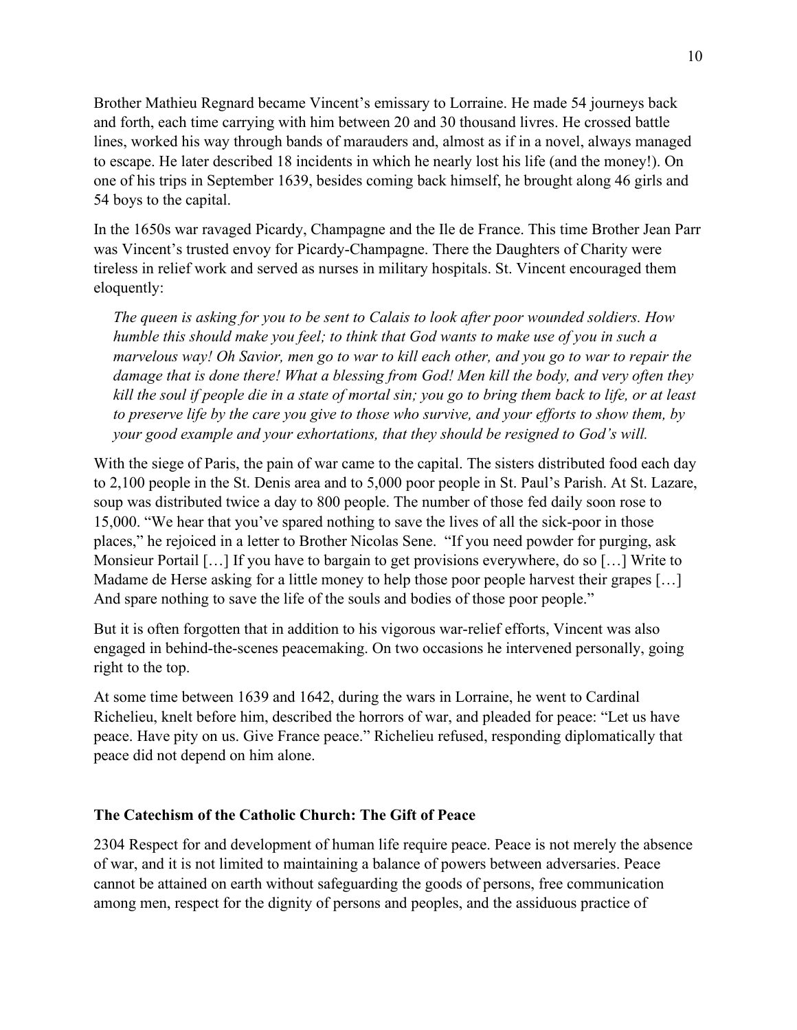Brother Mathieu Regnard became Vincent's emissary to Lorraine. He made 54 journeys back and forth, each time carrying with him between 20 and 30 thousand livres. He crossed battle lines, worked his way through bands of marauders and, almost as if in a novel, always managed to escape. He later described 18 incidents in which he nearly lost his life (and the money!). On one of his trips in September 1639, besides coming back himself, he brought along 46 girls and 54 boys to the capital.

In the 1650s war ravaged Picardy, Champagne and the Ile de France. This time Brother Jean Parr was Vincent's trusted envoy for Picardy-Champagne. There the Daughters of Charity were tireless in relief work and served as nurses in military hospitals. St. Vincent encouraged them eloquently:

> *The queen is asking for you to be sent to Calais to look after poor wounded soldiers. How humble this should make you feel; to think that God wants to make use of you in such a marvelous way! Oh Savior, men go to war to kill each other, and you go to war to repair the damage that is done there! What a blessing from God! Men kill the body, and very often they kill the soul if people die in a state of mortal sin; you go to bring them back to life, or at least to preserve life by the care you give to those who survive, and your efforts to show them, by your good example and your exhortations, that they should be resigned to God's will.*

With the siege of Paris, the pain of war came to the capital. The sisters distributed food each day to 2,100 people in the St. Denis area and to 5,000 poor people in St. Paul's Parish. At St. Lazare, soup was distributed twice a day to 800 people. The number of those fed daily soon rose to 15,000. "We hear that you've spared nothing to save the lives of all the sick-poor in those places," he rejoiced in a letter to Brother Nicolas Sene. "If you need powder for purging, ask Monsieur Portail […] If you have to bargain to get provisions everywhere, do so […] Write to Madame de Herse asking for a little money to help those poor people harvest their grapes […] And spare nothing to save the life of the souls and bodies of those poor people."

But it is often forgotten that in addition to his vigorous war-relief efforts, Vincent was also engaged in behind-the-scenes peacemaking. On two occasions he intervened personally, going right to the top.

At some time between 1639 and 1642, during the wars in Lorraine, he went to Cardinal Richelieu, knelt before him, described the horrors of war, and pleaded for peace: "Let us have peace. Have pity on us. Give France peace." Richelieu refused, responding diplomatically that peace did not depend on him alone.

**The Catechism of the Catholic Church: The Gift of Peace**

2304 Respect for and development of human life require peace. Peace is not merely the absence of war, and it is not limited to maintaining a balance of powers between adversaries. Peace cannot be attained on earth without safeguarding the goods of persons, free communication among men, respect for the dignity of persons and peoples, and the assiduous practice of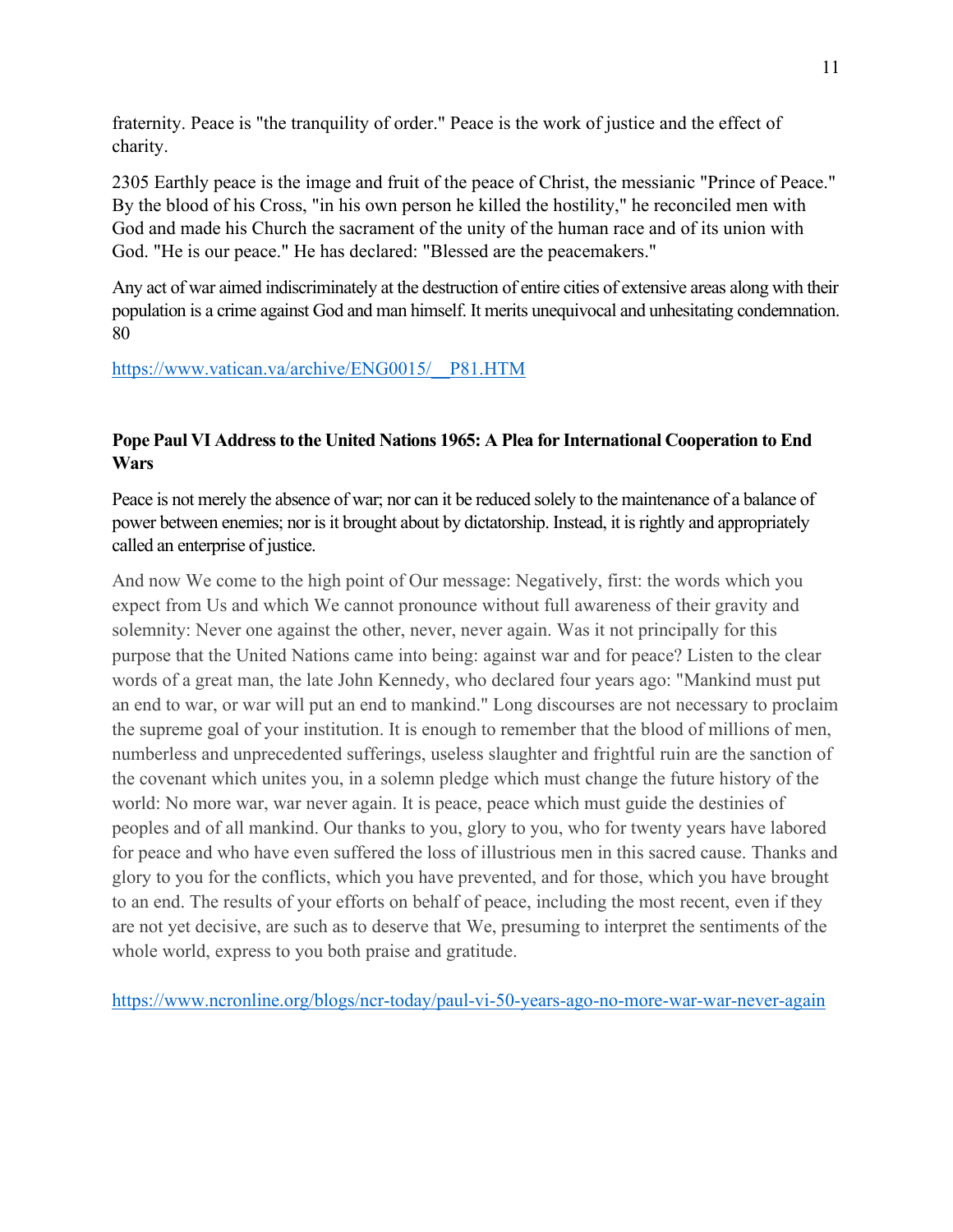fraternity. Peace is "the tranquility of order." Peace is the work of justice and the effect of charity.

2305 Earthly peace is the image and fruit of the peace of Christ, the messianic "Prince of Peace." By the blood of his Cross, "in his own person he killed the hostility," he reconciled men with God and made his Church the sacrament of the unity of the human race and of its union with God. "He is our peace." He has declared: "Blessed are the peacemakers."

Any act of war aimed indiscriminately at the destruction of entire cities of extensive areas along with their population is a crime against God and man himself. It merits unequivocal and unhesitating condemnation. 80

https://www.vatican.va/archive/ENG0015/__P81.HTM

**Pope Paul VI Address to the United Nations 1965: A Plea for International Cooperation to End Wars**

Peace is not merely the absence of war; nor can it be reduced solely to the maintenance of a balance of power between enemies; nor is it brought about by dictatorship. Instead, it is rightly and appropriately called an enterprise of justice.

And now We come to the high point of Our message: Negatively, first: the words which you expect from Us and which We cannot pronounce without full awareness of their gravity and solemnity: Never one against the other, never, never again. Was it not principally for this purpose that the United Nations came into being: against war and for peace? Listen to the clear words of a great man, the late John Kennedy, who declared four years ago: "Mankind must put an end to war, or war will put an end to mankind." Long discourses are not necessary to proclaim the supreme goal of your institution. It is enough to remember that the blood of millions of men, numberless and unprecedented sufferings, useless slaughter and frightful ruin are the sanction of the covenant which unites you, in a solemn pledge which must change the future history of the world: No more war, war never again. It is peace, peace which must guide the destinies of peoples and of all mankind. Our thanks to you, glory to you, who for twenty years have labored for peace and who have even suffered the loss of illustrious men in this sacred cause. Thanks and glory to you for the conflicts, which you have prevented, and for those, which you have brought to an end. The results of your efforts on behalf of peace, including the most recent, even if they are not yet decisive, are such as to deserve that We, presuming to interpret the sentiments of the whole world, express to you both praise and gratitude.

https://www.ncronline.org/blogs/ncr-today/paul-vi-50-years-ago-no-more-war-war-never-again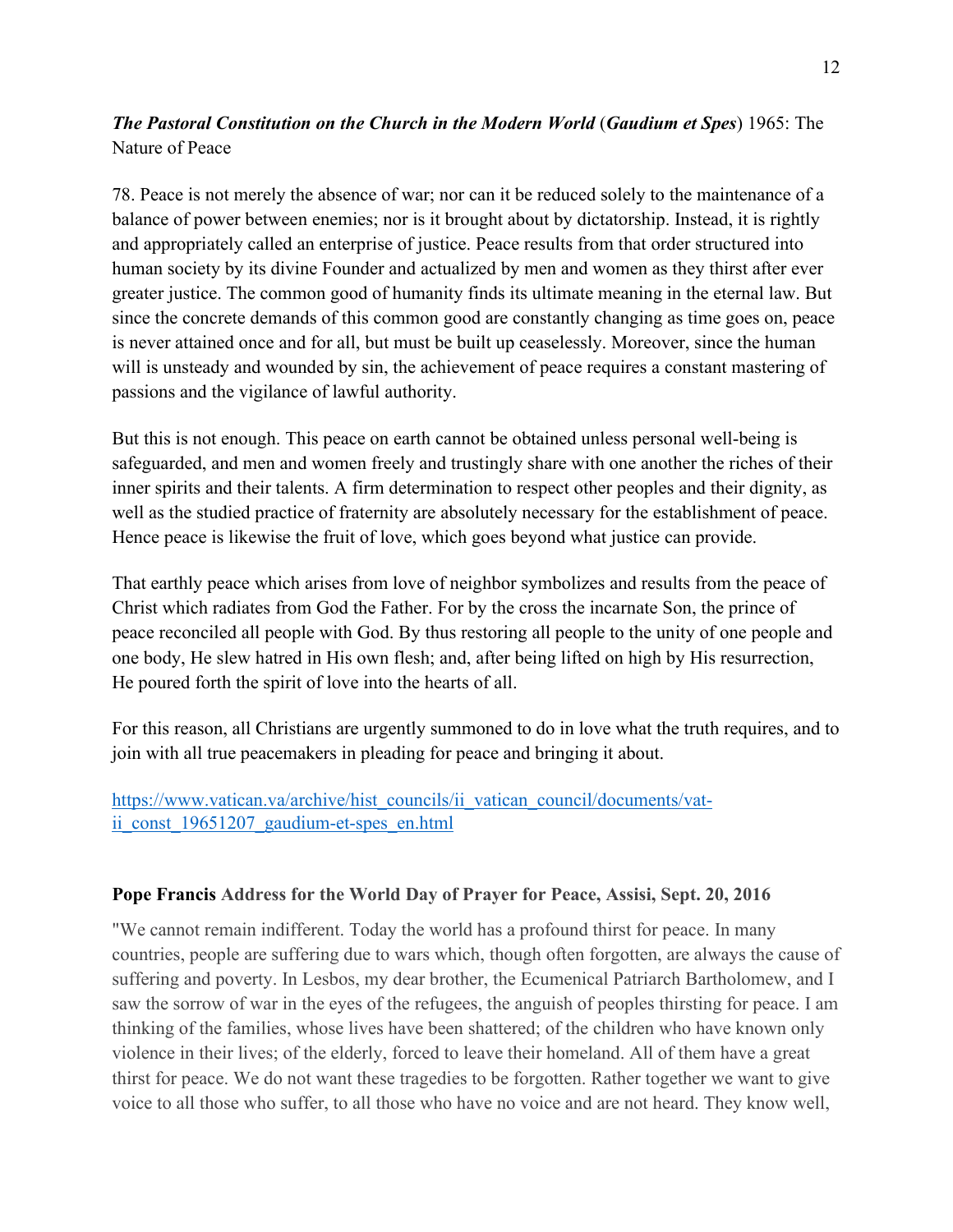***The Pastoral Constitution on the Church in the Modern World*** (***Gaudium et Spes***) 1965: The Nature of Peace

78. Peace is not merely the absence of war; nor can it be reduced solely to the maintenance of a balance of power between enemies; nor is it brought about by dictatorship. Instead, it is rightly and appropriately called an enterprise of justice. Peace results from that order structured into human society by its divine Founder and actualized by men and women as they thirst after ever greater justice. The common good of humanity finds its ultimate meaning in the eternal law. But since the concrete demands of this common good are constantly changing as time goes on, peace is never attained once and for all, but must be built up ceaselessly. Moreover, since the human will is unsteady and wounded by sin, the achievement of peace requires a constant mastering of passions and the vigilance of lawful authority.

But this is not enough. This peace on earth cannot be obtained unless personal well-being is safeguarded, and men and women freely and trustingly share with one another the riches of their inner spirits and their talents. A firm determination to respect other peoples and their dignity, as well as the studied practice of fraternity are absolutely necessary for the establishment of peace. Hence peace is likewise the fruit of love, which goes beyond what justice can provide.

That earthly peace which arises from love of neighbor symbolizes and results from the peace of Christ which radiates from God the Father. For by the cross the incarnate Son, the prince of peace reconciled all people with God. By thus restoring all people to the unity of one people and one body, He slew hatred in His own flesh; and, after being lifted on high by His resurrection, He poured forth the spirit of love into the hearts of all.

For this reason, all Christians are urgently summoned to do in love what the truth requires, and to join with all true peacemakers in pleading for peace and bringing it about.

https://www.vatican.va/archive/hist_councils/ii_vatican_council/documents/vat-ii_const_19651207_gaudium-et-spes_en.html

**Pope Francis Address for the World Day of Prayer for Peace, Assisi, Sept. 20, 2016**

"We cannot remain indifferent. Today the world has a profound thirst for peace. In many countries, people are suffering due to wars which, though often forgotten, are always the cause of suffering and poverty. In Lesbos, my dear brother, the Ecumenical Patriarch Bartholomew, and I saw the sorrow of war in the eyes of the refugees, the anguish of peoples thirsting for peace. I am thinking of the families, whose lives have been shattered; of the children who have known only violence in their lives; of the elderly, forced to leave their homeland. All of them have a great thirst for peace. We do not want these tragedies to be forgotten. Rather together we want to give voice to all those who suffer, to all those who have no voice and are not heard. They know well,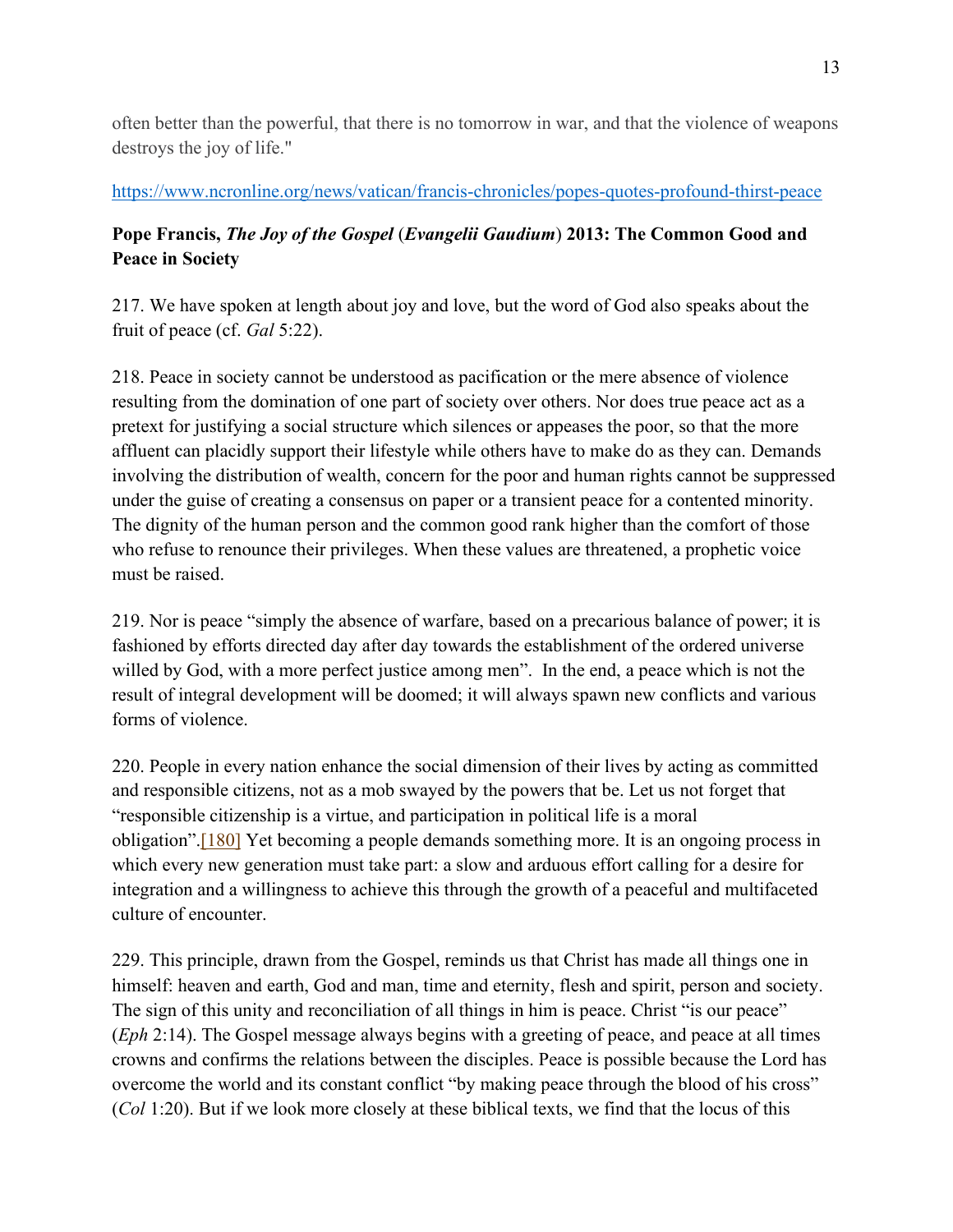often better than the powerful, that there is no tomorrow in war, and that the violence of weapons destroys the joy of life."

https://www.ncronline.org/news/vatican/francis-chronicles/popes-quotes-profound-thirst-peace

**Pope Francis, *The Joy of the Gospel* (*Evangelii Gaudium*) 2013: The Common Good and Peace in Society**

217. We have spoken at length about joy and love, but the word of God also speaks about the fruit of peace (cf. *Gal* 5:22).

218. Peace in society cannot be understood as pacification or the mere absence of violence resulting from the domination of one part of society over others. Nor does true peace act as a pretext for justifying a social structure which silences or appeases the poor, so that the more affluent can placidly support their lifestyle while others have to make do as they can. Demands involving the distribution of wealth, concern for the poor and human rights cannot be suppressed under the guise of creating a consensus on paper or a transient peace for a contented minority. The dignity of the human person and the common good rank higher than the comfort of those who refuse to renounce their privileges. When these values are threatened, a prophetic voice must be raised.

219. Nor is peace "simply the absence of warfare, based on a precarious balance of power; it is fashioned by efforts directed day after day towards the establishment of the ordered universe willed by God, with a more perfect justice among men". In the end, a peace which is not the result of integral development will be doomed; it will always spawn new conflicts and various forms of violence.

220. People in every nation enhance the social dimension of their lives by acting as committed and responsible citizens, not as a mob swayed by the powers that be. Let us not forget that "responsible citizenship is a virtue, and participation in political life is a moral obligation".[180] Yet becoming a people demands something more. It is an ongoing process in which every new generation must take part: a slow and arduous effort calling for a desire for integration and a willingness to achieve this through the growth of a peaceful and multifaceted culture of encounter.

229. This principle, drawn from the Gospel, reminds us that Christ has made all things one in himself: heaven and earth, God and man, time and eternity, flesh and spirit, person and society. The sign of this unity and reconciliation of all things in him is peace. Christ "is our peace" (*Eph* 2:14). The Gospel message always begins with a greeting of peace, and peace at all times crowns and confirms the relations between the disciples. Peace is possible because the Lord has overcome the world and its constant conflict "by making peace through the blood of his cross" (*Col* 1:20). But if we look more closely at these biblical texts, we find that the locus of this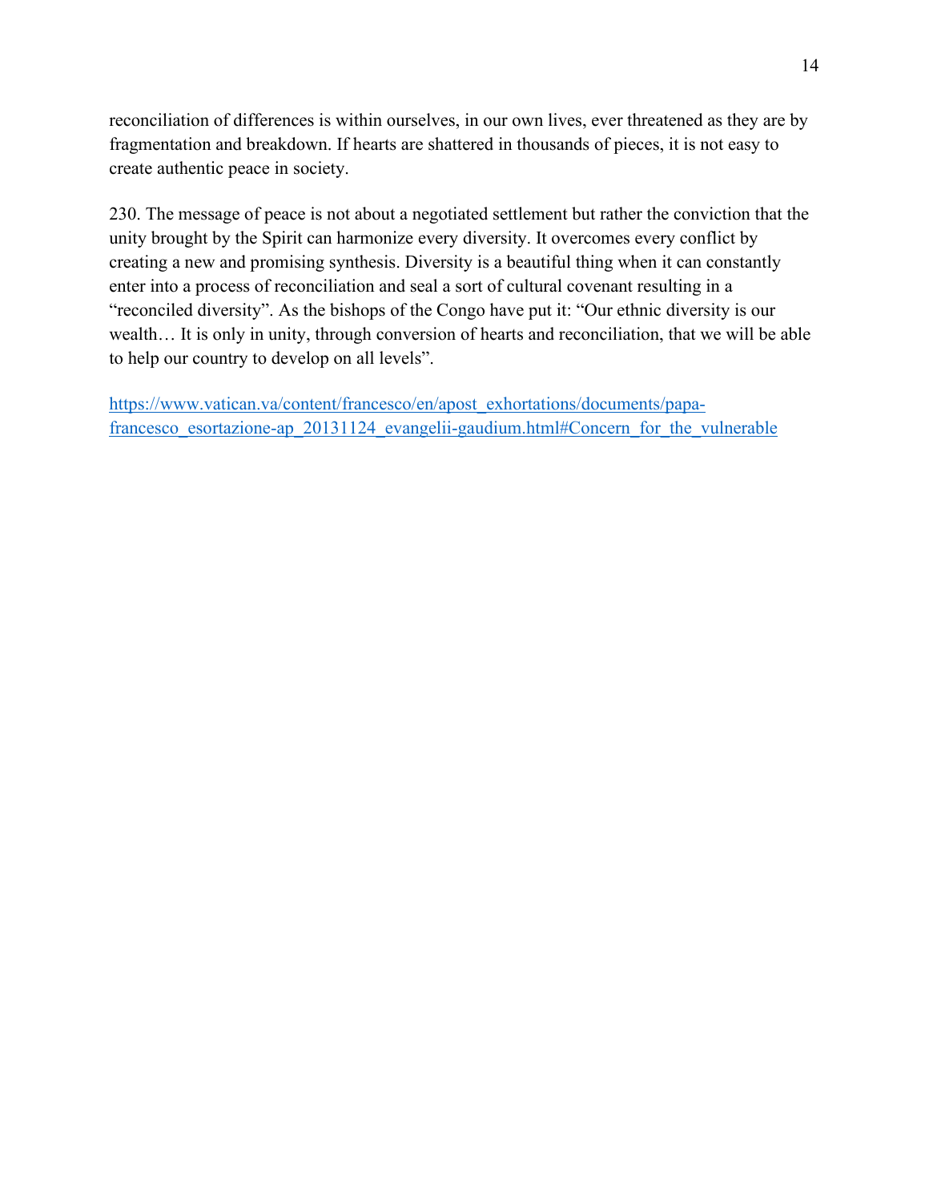reconciliation of differences is within ourselves, in our own lives, ever threatened as they are by fragmentation and breakdown. If hearts are shattered in thousands of pieces, it is not easy to create authentic peace in society.

230. The message of peace is not about a negotiated settlement but rather the conviction that the unity brought by the Spirit can harmonize every diversity. It overcomes every conflict by creating a new and promising synthesis. Diversity is a beautiful thing when it can constantly enter into a process of reconciliation and seal a sort of cultural covenant resulting in a "reconciled diversity". As the bishops of the Congo have put it: "Our ethnic diversity is our wealth… It is only in unity, through conversion of hearts and reconciliation, that we will be able to help our country to develop on all levels".

https://www.vatican.va/content/francesco/en/apost_exhortations/documents/papa-francesco_esortazione-ap_20131124_evangelii-gaudium.html#Concern_for_the_vulnerable